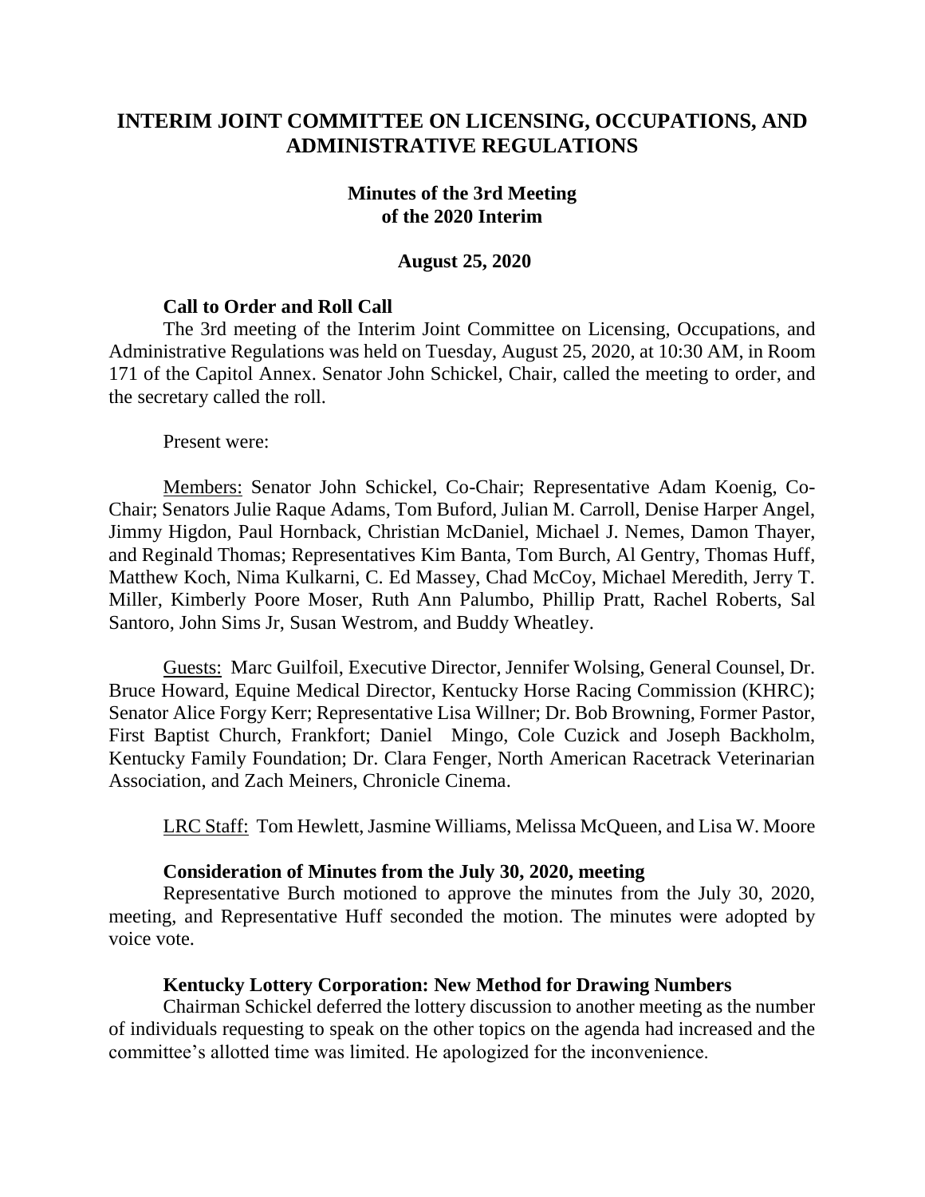# INTERIM JOINT COMMITTEE ON LICENSING, OCCUPATIONS, AND ADMINISTRATIVE REGULATIONS

## Minutes of the 3rd Meeting of the 2020 Interim

**August 25, 2020**

### Call to Order and Roll Call

The 3rd meeting of the Interim Joint Committee on Licensing, Occupations, and Administrative Regulations was held on Tuesday, August 25, 2020, at 10:30 AM, in Room 171 of the Capitol Annex. Senator John Schickel, Chair, called the meeting to order, and the secretary called the roll.

Present were:

Members: Senator John Schickel, Co-Chair; Representative Adam Koenig, Co-Chair; Senators Julie Raque Adams, Tom Buford, Julian M. Carroll, Denise Harper Angel, Jimmy Higdon, Paul Hornback, Christian McDaniel, Michael J. Nemes, Damon Thayer, and Reginald Thomas; Representatives Kim Banta, Tom Burch, Al Gentry, Thomas Huff, Matthew Koch, Nima Kulkarni, C. Ed Massey, Chad McCoy, Michael Meredith, Jerry T. Miller, Kimberly Poore Moser, Ruth Ann Palumbo, Phillip Pratt, Rachel Roberts, Sal Santoro, John Sims Jr, Susan Westrom, and Buddy Wheatley.

Guests: Marc Guilfoil, Executive Director, Jennifer Wolsing, General Counsel, Dr. Bruce Howard, Equine Medical Director, Kentucky Horse Racing Commission (KHRC); Senator Alice Forgy Kerr; Representative Lisa Willner; Dr. Bob Browning, Former Pastor, First Baptist Church, Frankfort; Daniel Mingo, Cole Cuzick and Joseph Backholm, Kentucky Family Foundation; Dr. Clara Fenger, North American Racetrack Veterinarian Association, and Zach Meiners, Chronicle Cinema.

LRC Staff: Tom Hewlett, Jasmine Williams, Melissa McQueen, and Lisa W. Moore

### Consideration of Minutes from the July 30, 2020, meeting

Representative Burch motioned to approve the minutes from the July 30, 2020, meeting, and Representative Huff seconded the motion. The minutes were adopted by voice vote.

### Kentucky Lottery Corporation: New Method for Drawing Numbers

Chairman Schickel deferred the lottery discussion to another meeting as the number of individuals requesting to speak on the other topics on the agenda had increased and the committee's allotted time was limited. He apologized for the inconvenience.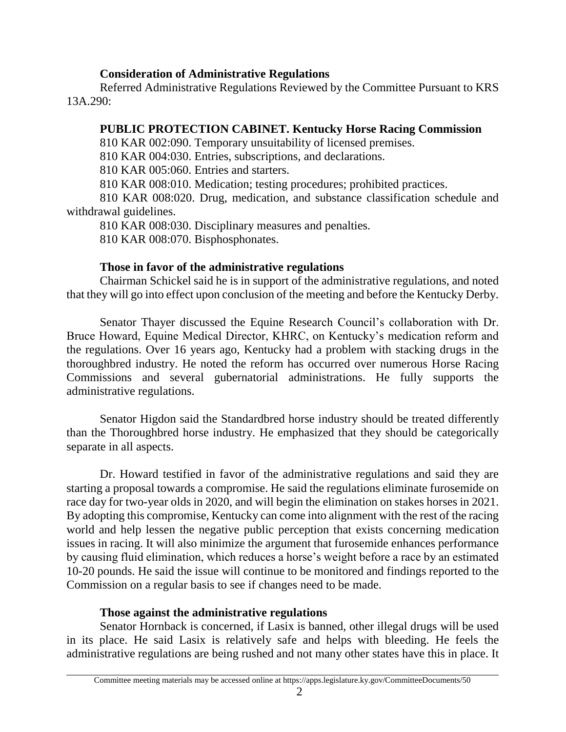**Consideration of Administrative Regulations**

Referred Administrative Regulations Reviewed by the Committee Pursuant to KRS 13A.290:

**PUBLIC PROTECTION CABINET. Kentucky Horse Racing Commission**

810 KAR 002:090. Temporary unsuitability of licensed premises.

810 KAR 004:030. Entries, subscriptions, and declarations.

810 KAR 005:060. Entries and starters.

810 KAR 008:010. Medication; testing procedures; prohibited practices.

810 KAR 008:020. Drug, medication, and substance classification schedule and withdrawal guidelines.

810 KAR 008:030. Disciplinary measures and penalties.

810 KAR 008:070. Bisphosphonates.

**Those in favor of the administrative regulations**

Chairman Schickel said he is in support of the administrative regulations, and noted that they will go into effect upon conclusion of the meeting and before the Kentucky Derby.

Senator Thayer discussed the Equine Research Council's collaboration with Dr. Bruce Howard, Equine Medical Director, KHRC, on Kentucky's medication reform and the regulations. Over 16 years ago, Kentucky had a problem with stacking drugs in the thoroughbred industry. He noted the reform has occurred over numerous Horse Racing Commissions and several gubernatorial administrations. He fully supports the administrative regulations.

Senator Higdon said the Standardbred horse industry should be treated differently than the Thoroughbred horse industry. He emphasized that they should be categorically separate in all aspects.

Dr. Howard testified in favor of the administrative regulations and said they are starting a proposal towards a compromise. He said the regulations eliminate furosemide on race day for two-year olds in 2020, and will begin the elimination on stakes horses in 2021. By adopting this compromise, Kentucky can come into alignment with the rest of the racing world and help lessen the negative public perception that exists concerning medication issues in racing. It will also minimize the argument that furosemide enhances performance by causing fluid elimination, which reduces a horse's weight before a race by an estimated 10-20 pounds. He said the issue will continue to be monitored and findings reported to the Commission on a regular basis to see if changes need to be made.

**Those against the administrative regulations**

Senator Hornback is concerned, if Lasix is banned, other illegal drugs will be used in its place. He said Lasix is relatively safe and helps with bleeding. He feels the administrative regulations are being rushed and not many other states have this in place. It

Committee meeting materials may be accessed online at https://apps.legislature.ky.gov/CommitteeDocuments/50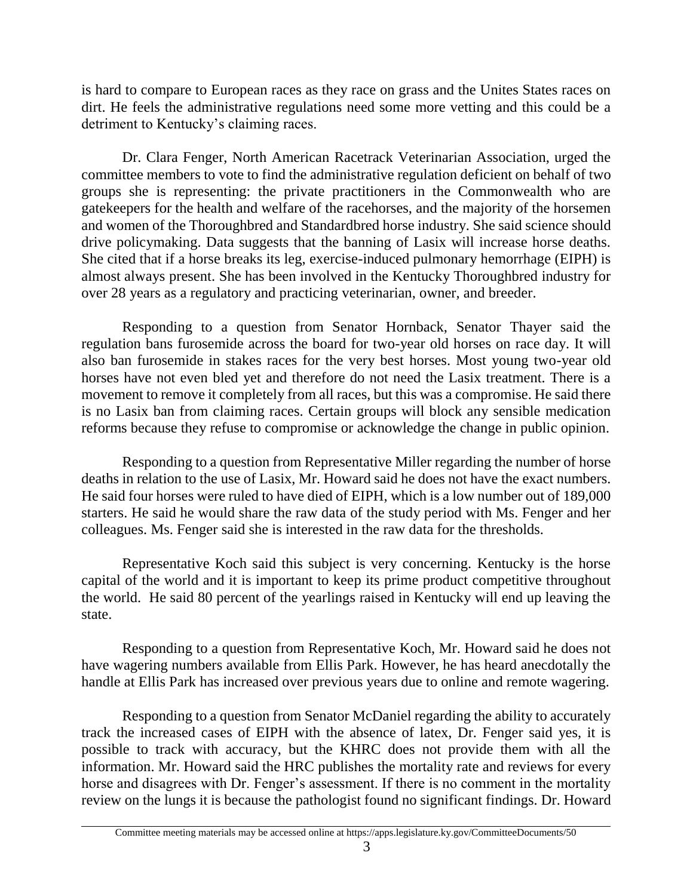is hard to compare to European races as they race on grass and the Unites States races on dirt. He feels the administrative regulations need some more vetting and this could be a detriment to Kentucky's claiming races.

Dr. Clara Fenger, North American Racetrack Veterinarian Association, urged the committee members to vote to find the administrative regulation deficient on behalf of two groups she is representing: the private practitioners in the Commonwealth who are gatekeepers for the health and welfare of the racehorses, and the majority of the horsemen and women of the Thoroughbred and Standardbred horse industry. She said science should drive policymaking. Data suggests that the banning of Lasix will increase horse deaths. She cited that if a horse breaks its leg, exercise-induced pulmonary hemorrhage (EIPH) is almost always present. She has been involved in the Kentucky Thoroughbred industry for over 28 years as a regulatory and practicing veterinarian, owner, and breeder.

Responding to a question from Senator Hornback, Senator Thayer said the regulation bans furosemide across the board for two-year old horses on race day. It will also ban furosemide in stakes races for the very best horses. Most young two-year old horses have not even bled yet and therefore do not need the Lasix treatment. There is a movement to remove it completely from all races, but this was a compromise. He said there is no Lasix ban from claiming races. Certain groups will block any sensible medication reforms because they refuse to compromise or acknowledge the change in public opinion.

Responding to a question from Representative Miller regarding the number of horse deaths in relation to the use of Lasix, Mr. Howard said he does not have the exact numbers. He said four horses were ruled to have died of EIPH, which is a low number out of 189,000 starters. He said he would share the raw data of the study period with Ms. Fenger and her colleagues. Ms. Fenger said she is interested in the raw data for the thresholds.

Representative Koch said this subject is very concerning. Kentucky is the horse capital of the world and it is important to keep its prime product competitive throughout the world. He said 80 percent of the yearlings raised in Kentucky will end up leaving the state.

Responding to a question from Representative Koch, Mr. Howard said he does not have wagering numbers available from Ellis Park. However, he has heard anecdotally the handle at Ellis Park has increased over previous years due to online and remote wagering.

Responding to a question from Senator McDaniel regarding the ability to accurately track the increased cases of EIPH with the absence of latex, Dr. Fenger said yes, it is possible to track with accuracy, but the KHRC does not provide them with all the information. Mr. Howard said the HRC publishes the mortality rate and reviews for every horse and disagrees with Dr. Fenger's assessment. If there is no comment in the mortality review on the lungs it is because the pathologist found no significant findings. Dr. Howard

Committee meeting materials may be accessed online at https://apps.legislature.ky.gov/CommitteeDocuments/50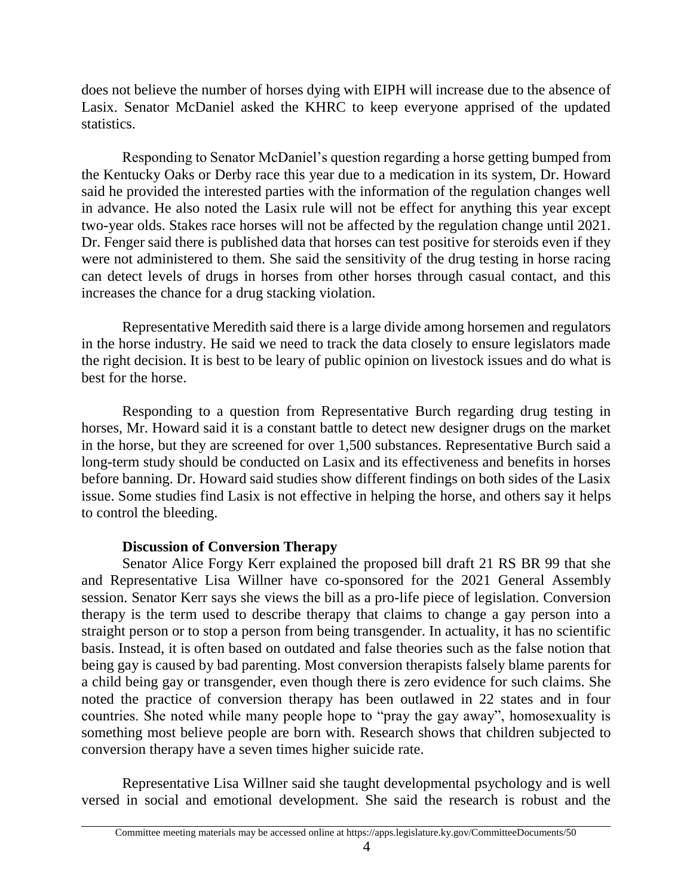does not believe the number of horses dying with EIPH will increase due to the absence of Lasix. Senator McDaniel asked the KHRC to keep everyone apprised of the updated statistics.

Responding to Senator McDaniel's question regarding a horse getting bumped from the Kentucky Oaks or Derby race this year due to a medication in its system, Dr. Howard said he provided the interested parties with the information of the regulation changes well in advance. He also noted the Lasix rule will not be effect for anything this year except two-year olds. Stakes race horses will not be affected by the regulation change until 2021. Dr. Fenger said there is published data that horses can test positive for steroids even if they were not administered to them. She said the sensitivity of the drug testing in horse racing can detect levels of drugs in horses from other horses through casual contact, and this increases the chance for a drug stacking violation.

Representative Meredith said there is a large divide among horsemen and regulators in the horse industry. He said we need to track the data closely to ensure legislators made the right decision. It is best to be leary of public opinion on livestock issues and do what is best for the horse.

Responding to a question from Representative Burch regarding drug testing in horses, Mr. Howard said it is a constant battle to detect new designer drugs on the market in the horse, but they are screened for over 1,500 substances. Representative Burch said a long-term study should be conducted on Lasix and its effectiveness and benefits in horses before banning. Dr. Howard said studies show different findings on both sides of the Lasix issue. Some studies find Lasix is not effective in helping the horse, and others say it helps to control the bleeding.

**Discussion of Conversion Therapy**

Senator Alice Forgy Kerr explained the proposed bill draft 21 RS BR 99 that she and Representative Lisa Willner have co-sponsored for the 2021 General Assembly session. Senator Kerr says she views the bill as a pro-life piece of legislation. Conversion therapy is the term used to describe therapy that claims to change a gay person into a straight person or to stop a person from being transgender. In actuality, it has no scientific basis. Instead, it is often based on outdated and false theories such as the false notion that being gay is caused by bad parenting. Most conversion therapists falsely blame parents for a child being gay or transgender, even though there is zero evidence for such claims. She noted the practice of conversion therapy has been outlawed in 22 states and in four countries. She noted while many people hope to "pray the gay away", homosexuality is something most believe people are born with. Research shows that children subjected to conversion therapy have a seven times higher suicide rate.

Representative Lisa Willner said she taught developmental psychology and is well versed in social and emotional development. She said the research is robust and the

Committee meeting materials may be accessed online at https://apps.legislature.ky.gov/CommitteeDocuments/50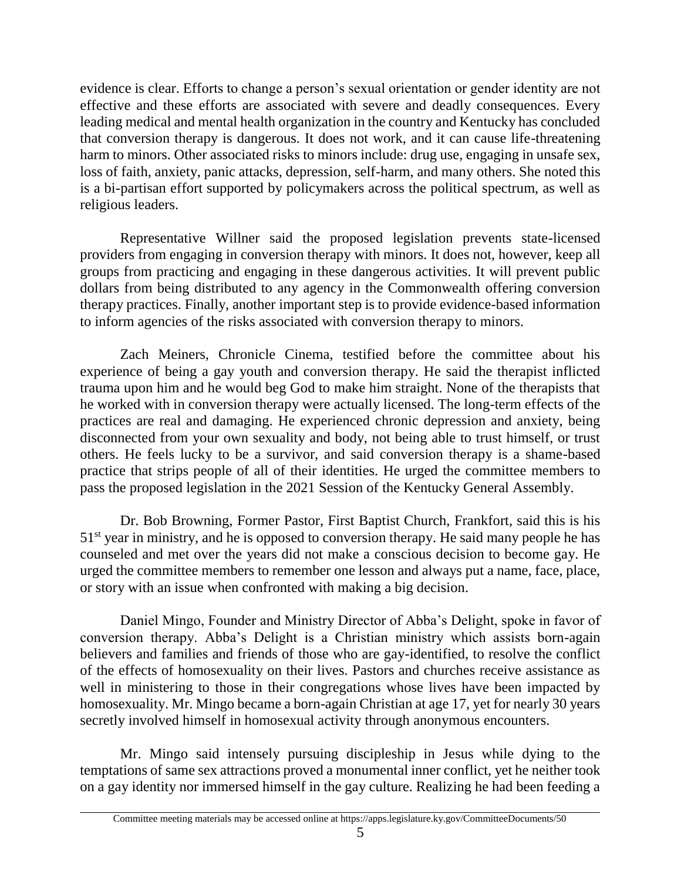evidence is clear. Efforts to change a person's sexual orientation or gender identity are not effective and these efforts are associated with severe and deadly consequences. Every leading medical and mental health organization in the country and Kentucky has concluded that conversion therapy is dangerous. It does not work, and it can cause life-threatening harm to minors. Other associated risks to minors include: drug use, engaging in unsafe sex, loss of faith, anxiety, panic attacks, depression, self-harm, and many others. She noted this is a bi-partisan effort supported by policymakers across the political spectrum, as well as religious leaders.

Representative Willner said the proposed legislation prevents state-licensed providers from engaging in conversion therapy with minors. It does not, however, keep all groups from practicing and engaging in these dangerous activities. It will prevent public dollars from being distributed to any agency in the Commonwealth offering conversion therapy practices. Finally, another important step is to provide evidence-based information to inform agencies of the risks associated with conversion therapy to minors.

Zach Meiners, Chronicle Cinema, testified before the committee about his experience of being a gay youth and conversion therapy. He said the therapist inflicted trauma upon him and he would beg God to make him straight. None of the therapists that he worked with in conversion therapy were actually licensed. The long-term effects of the practices are real and damaging. He experienced chronic depression and anxiety, being disconnected from your own sexuality and body, not being able to trust himself, or trust others. He feels lucky to be a survivor, and said conversion therapy is a shame-based practice that strips people of all of their identities. He urged the committee members to pass the proposed legislation in the 2021 Session of the Kentucky General Assembly.

Dr. Bob Browning, Former Pastor, First Baptist Church, Frankfort, said this is his 51st year in ministry, and he is opposed to conversion therapy. He said many people he has counseled and met over the years did not make a conscious decision to become gay. He urged the committee members to remember one lesson and always put a name, face, place, or story with an issue when confronted with making a big decision.

Daniel Mingo, Founder and Ministry Director of Abba's Delight, spoke in favor of conversion therapy. Abba's Delight is a Christian ministry which assists born-again believers and families and friends of those who are gay-identified, to resolve the conflict of the effects of homosexuality on their lives. Pastors and churches receive assistance as well in ministering to those in their congregations whose lives have been impacted by homosexuality. Mr. Mingo became a born-again Christian at age 17, yet for nearly 30 years secretly involved himself in homosexual activity through anonymous encounters.

Mr. Mingo said intensely pursuing discipleship in Jesus while dying to the temptations of same sex attractions proved a monumental inner conflict, yet he neither took on a gay identity nor immersed himself in the gay culture. Realizing he had been feeding a

Committee meeting materials may be accessed online at https://apps.legislature.ky.gov/CommitteeDocuments/50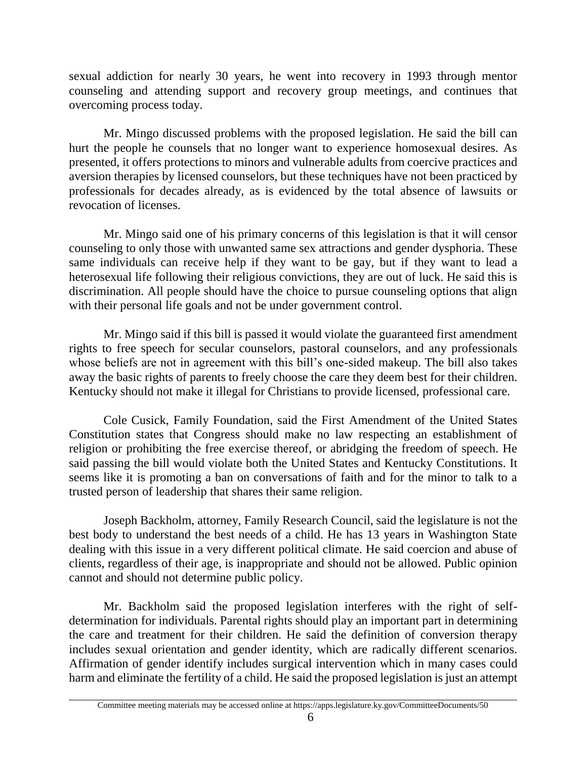sexual addiction for nearly 30 years, he went into recovery in 1993 through mentor counseling and attending support and recovery group meetings, and continues that overcoming process today.

Mr. Mingo discussed problems with the proposed legislation. He said the bill can hurt the people he counsels that no longer want to experience homosexual desires. As presented, it offers protections to minors and vulnerable adults from coercive practices and aversion therapies by licensed counselors, but these techniques have not been practiced by professionals for decades already, as is evidenced by the total absence of lawsuits or revocation of licenses.

Mr. Mingo said one of his primary concerns of this legislation is that it will censor counseling to only those with unwanted same sex attractions and gender dysphoria. These same individuals can receive help if they want to be gay, but if they want to lead a heterosexual life following their religious convictions, they are out of luck. He said this is discrimination. All people should have the choice to pursue counseling options that align with their personal life goals and not be under government control.

Mr. Mingo said if this bill is passed it would violate the guaranteed first amendment rights to free speech for secular counselors, pastoral counselors, and any professionals whose beliefs are not in agreement with this bill's one-sided makeup. The bill also takes away the basic rights of parents to freely choose the care they deem best for their children. Kentucky should not make it illegal for Christians to provide licensed, professional care.

Cole Cusick, Family Foundation, said the First Amendment of the United States Constitution states that Congress should make no law respecting an establishment of religion or prohibiting the free exercise thereof, or abridging the freedom of speech. He said passing the bill would violate both the United States and Kentucky Constitutions. It seems like it is promoting a ban on conversations of faith and for the minor to talk to a trusted person of leadership that shares their same religion.

Joseph Backholm, attorney, Family Research Council, said the legislature is not the best body to understand the best needs of a child. He has 13 years in Washington State dealing with this issue in a very different political climate. He said coercion and abuse of clients, regardless of their age, is inappropriate and should not be allowed. Public opinion cannot and should not determine public policy.

Mr. Backholm said the proposed legislation interferes with the right of self-determination for individuals. Parental rights should play an important part in determining the care and treatment for their children. He said the definition of conversion therapy includes sexual orientation and gender identity, which are radically different scenarios. Affirmation of gender identify includes surgical intervention which in many cases could harm and eliminate the fertility of a child. He said the proposed legislation is just an attempt

Committee meeting materials may be accessed online at https://apps.legislature.ky.gov/CommitteeDocuments/50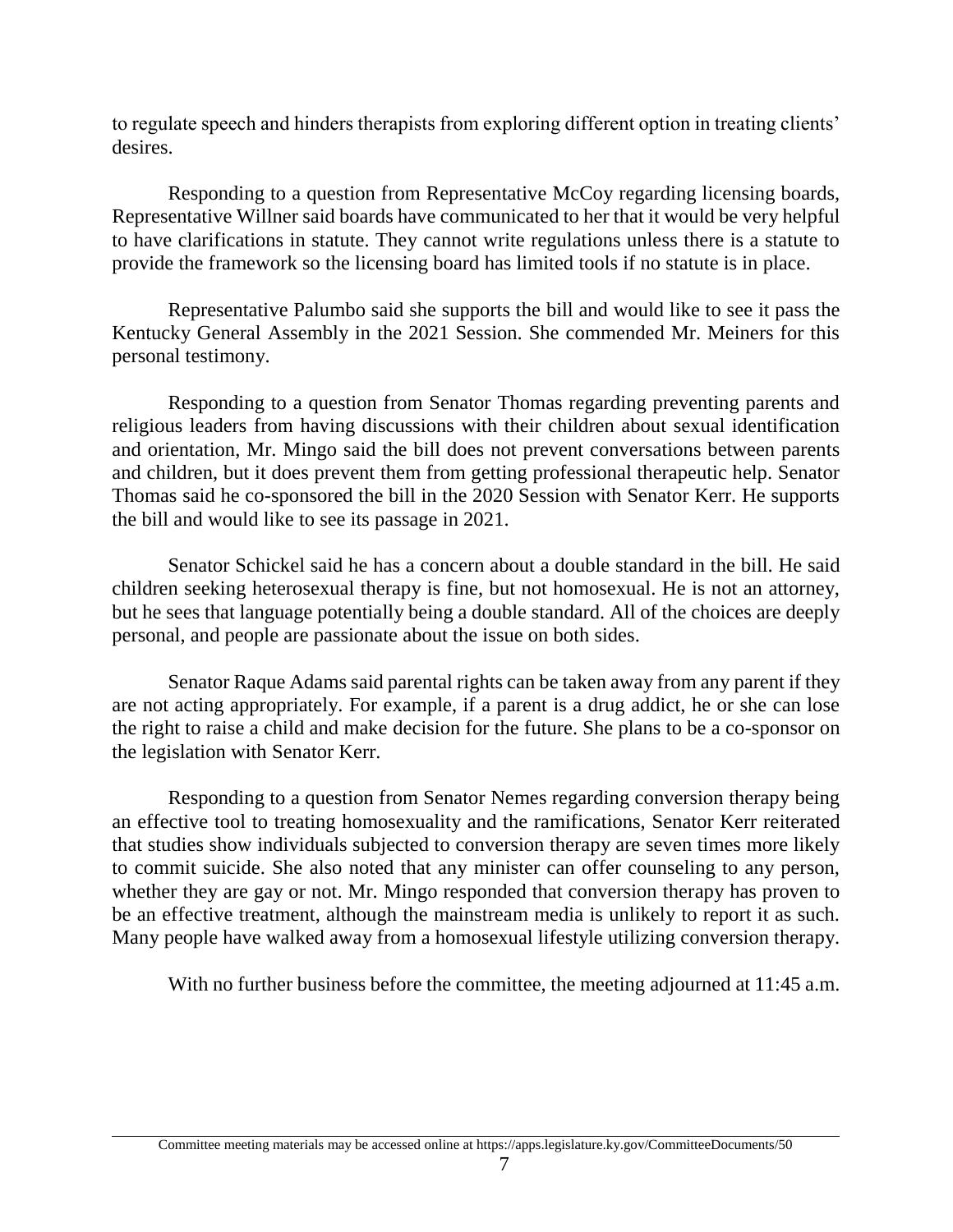to regulate speech and hinders therapists from exploring different option in treating clients' desires.

Responding to a question from Representative McCoy regarding licensing boards, Representative Willner said boards have communicated to her that it would be very helpful to have clarifications in statute. They cannot write regulations unless there is a statute to provide the framework so the licensing board has limited tools if no statute is in place.

Representative Palumbo said she supports the bill and would like to see it pass the Kentucky General Assembly in the 2021 Session. She commended Mr. Meiners for this personal testimony.

Responding to a question from Senator Thomas regarding preventing parents and religious leaders from having discussions with their children about sexual identification and orientation, Mr. Mingo said the bill does not prevent conversations between parents and children, but it does prevent them from getting professional therapeutic help. Senator Thomas said he co-sponsored the bill in the 2020 Session with Senator Kerr. He supports the bill and would like to see its passage in 2021.

Senator Schickel said he has a concern about a double standard in the bill. He said children seeking heterosexual therapy is fine, but not homosexual. He is not an attorney, but he sees that language potentially being a double standard. All of the choices are deeply personal, and people are passionate about the issue on both sides.

Senator Raque Adams said parental rights can be taken away from any parent if they are not acting appropriately. For example, if a parent is a drug addict, he or she can lose the right to raise a child and make decision for the future. She plans to be a co-sponsor on the legislation with Senator Kerr.

Responding to a question from Senator Nemes regarding conversion therapy being an effective tool to treating homosexuality and the ramifications, Senator Kerr reiterated that studies show individuals subjected to conversion therapy are seven times more likely to commit suicide. She also noted that any minister can offer counseling to any person, whether they are gay or not. Mr. Mingo responded that conversion therapy has proven to be an effective treatment, although the mainstream media is unlikely to report it as such. Many people have walked away from a homosexual lifestyle utilizing conversion therapy.

With no further business before the committee, the meeting adjourned at 11:45 a.m.

Committee meeting materials may be accessed online at https://apps.legislature.ky.gov/CommitteeDocuments/50